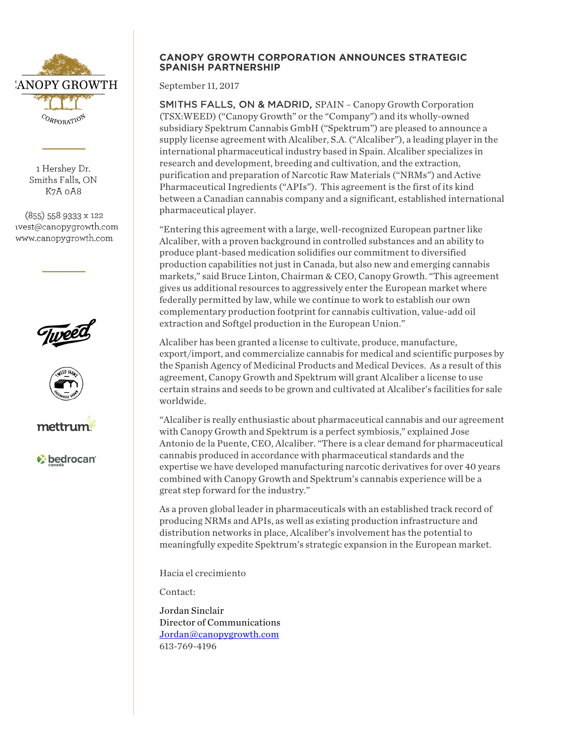CANOPY GROWTH CORPORATION

1 Hershey Dr.
Smiths Falls, ON
K7A 0A8

(855) 558 9333 x 122
invest@canopygrowth.com
www.canopygrowth.com

# CANOPY GROWTH CORPORATION ANNOUNCES STRATEGIC SPANISH PARTNERSHIP

September 11, 2017

SMITHS FALLS, ON & MADRID, SPAIN – Canopy Growth Corporation (TSX:WEED) ("Canopy Growth" or the "Company") and its wholly-owned subsidiary Spektrum Cannabis GmbH ("Spektrum") are pleased to announce a supply license agreement with Alcaliber, S.A. ("Alcaliber"), a leading player in the international pharmaceutical industry based in Spain. Alcaliber specializes in research and development, breeding and cultivation, and the extraction, purification and preparation of Narcotic Raw Materials ("NRMs") and Active Pharmaceutical Ingredients ("APIs"). This agreement is the first of its kind between a Canadian cannabis company and a significant, established international pharmaceutical player.

"Entering this agreement with a large, well-recognized European partner like Alcaliber, with a proven background in controlled substances and an ability to produce plant-based medication solidifies our commitment to diversified production capabilities not just in Canada, but also new and emerging cannabis markets," said Bruce Linton, Chairman & CEO, Canopy Growth. "This agreement gives us additional resources to aggressively enter the European market where federally permitted by law, while we continue to work to establish our own complementary production footprint for cannabis cultivation, value-add oil extraction and Softgel production in the European Union."

Alcaliber has been granted a license to cultivate, produce, manufacture, export/import, and commercialize cannabis for medical and scientific purposes by the Spanish Agency of Medicinal Products and Medical Devices. As a result of this agreement, Canopy Growth and Spektrum will grant Alcaliber a license to use certain strains and seeds to be grown and cultivated at Alcaliber's facilities for sale worldwide.

"Alcaliber is really enthusiastic about pharmaceutical cannabis and our agreement with Canopy Growth and Spektrum is a perfect symbiosis," explained Jose Antonio de la Puente, CEO, Alcaliber. "There is a clear demand for pharmaceutical cannabis produced in accordance with pharmaceutical standards and the expertise we have developed manufacturing narcotic derivatives for over 40 years combined with Canopy Growth and Spektrum's cannabis experience will be a great step forward for the industry."

As a proven global leader in pharmaceuticals with an established track record of producing NRMs and APIs, as well as existing production infrastructure and distribution networks in place, Alcaliber's involvement has the potential to meaningfully expedite Spektrum's strategic expansion in the European market.

Hacia el crecimiento

Contact:

Jordan Sinclair
Director of Communications
Jordan@canopygrowth.com
613-769-4196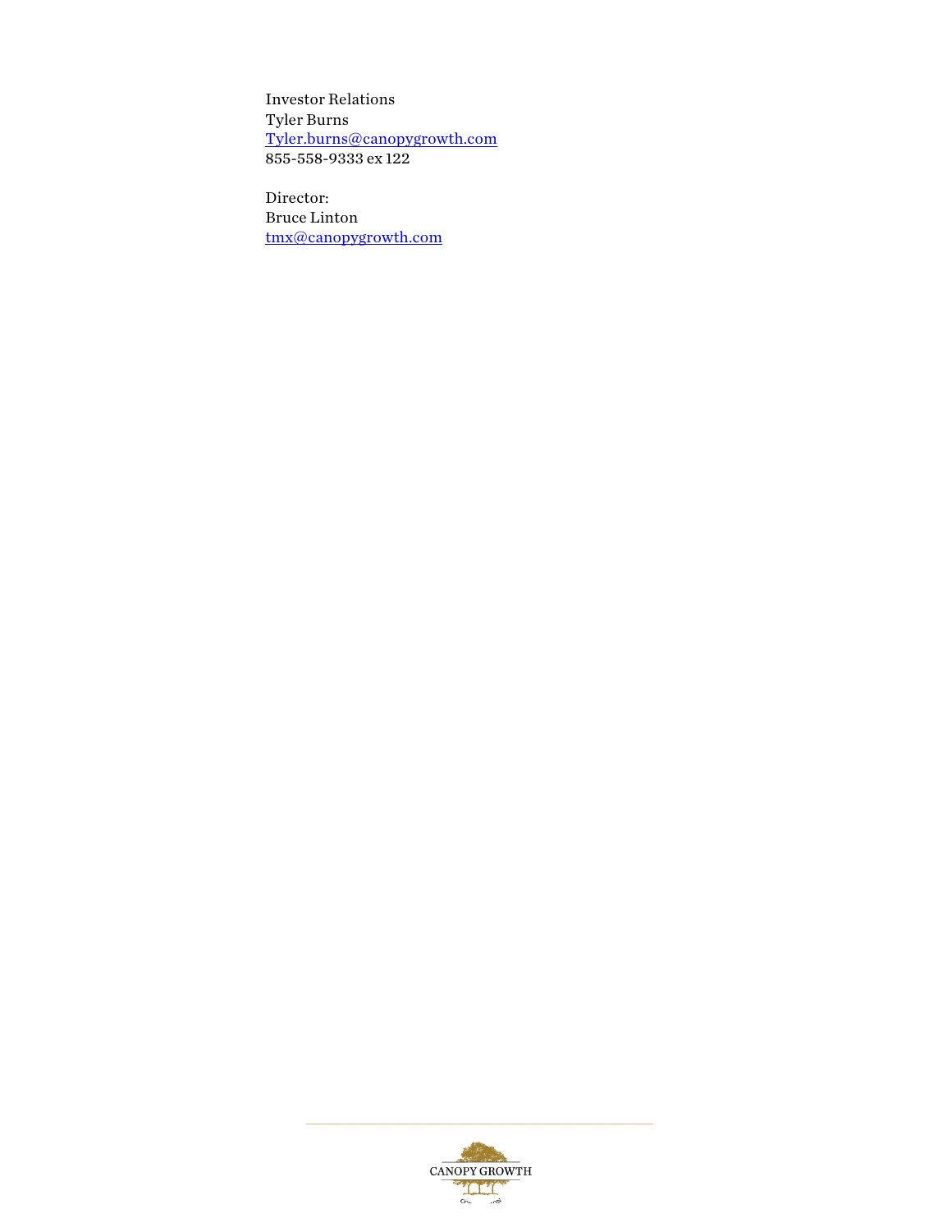Investor Relations
Tyler Burns
Tyler.burns@canopygrowth.com
855-558-9333 ex 122

Director:
Bruce Linton
tmx@canopygrowth.com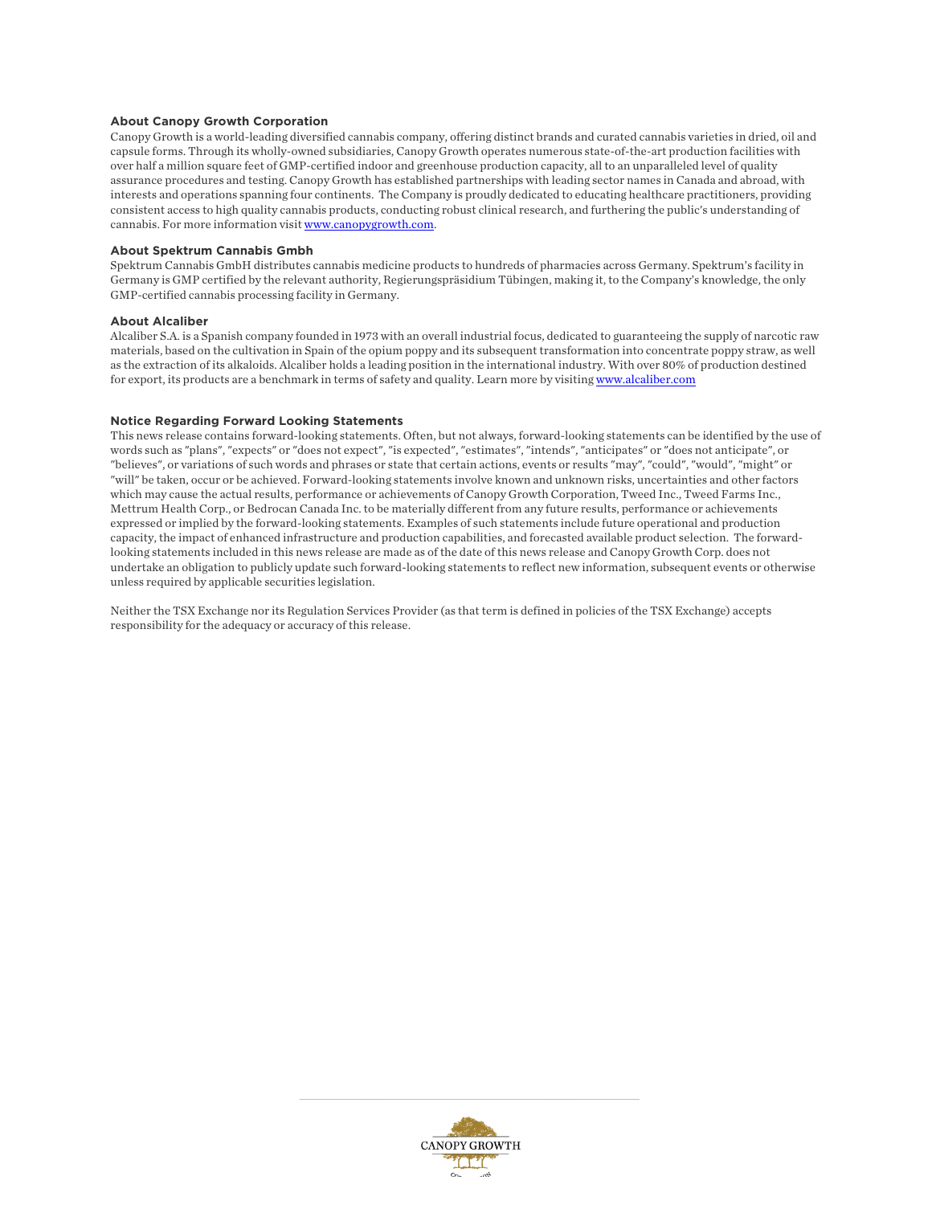### About Canopy Growth Corporation

Canopy Growth is a world-leading diversified cannabis company, offering distinct brands and curated cannabis varieties in dried, oil and capsule forms. Through its wholly-owned subsidiaries, Canopy Growth operates numerous state-of-the-art production facilities with over half a million square feet of GMP-certified indoor and greenhouse production capacity, all to an unparalleled level of quality assurance procedures and testing. Canopy Growth has established partnerships with leading sector names in Canada and abroad, with interests and operations spanning four continents. The Company is proudly dedicated to educating healthcare practitioners, providing consistent access to high quality cannabis products, conducting robust clinical research, and furthering the public's understanding of cannabis. For more information visit www.canopygrowth.com.

### About Spektrum Cannabis Gmbh

Spektrum Cannabis GmbH distributes cannabis medicine products to hundreds of pharmacies across Germany. Spektrum's facility in Germany is GMP certified by the relevant authority, Regierungspräsidium Tübingen, making it, to the Company's knowledge, the only GMP-certified cannabis processing facility in Germany.

### About Alcaliber

Alcaliber S.A. is a Spanish company founded in 1973 with an overall industrial focus, dedicated to guaranteeing the supply of narcotic raw materials, based on the cultivation in Spain of the opium poppy and its subsequent transformation into concentrate poppy straw, as well as the extraction of its alkaloids. Alcaliber holds a leading position in the international industry. With over 80% of production destined for export, its products are a benchmark in terms of safety and quality. Learn more by visiting www.alcaliber.com

### Notice Regarding Forward Looking Statements

This news release contains forward-looking statements. Often, but not always, forward-looking statements can be identified by the use of words such as "plans", "expects" or "does not expect", "is expected", "estimates", "intends", "anticipates" or "does not anticipate", or "believes", or variations of such words and phrases or state that certain actions, events or results "may", "could", "would", "might" or "will" be taken, occur or be achieved. Forward-looking statements involve known and unknown risks, uncertainties and other factors which may cause the actual results, performance or achievements of Canopy Growth Corporation, Tweed Inc., Tweed Farms Inc., Mettrum Health Corp., or Bedrocan Canada Inc. to be materially different from any future results, performance or achievements expressed or implied by the forward-looking statements. Examples of such statements include future operational and production capacity, the impact of enhanced infrastructure and production capabilities, and forecasted available product selection. The forward-looking statements included in this news release are made as of the date of this news release and Canopy Growth Corp. does not undertake an obligation to publicly update such forward-looking statements to reflect new information, subsequent events or otherwise unless required by applicable securities legislation.

Neither the TSX Exchange nor its Regulation Services Provider (as that term is defined in policies of the TSX Exchange) accepts responsibility for the adequacy or accuracy of this release.